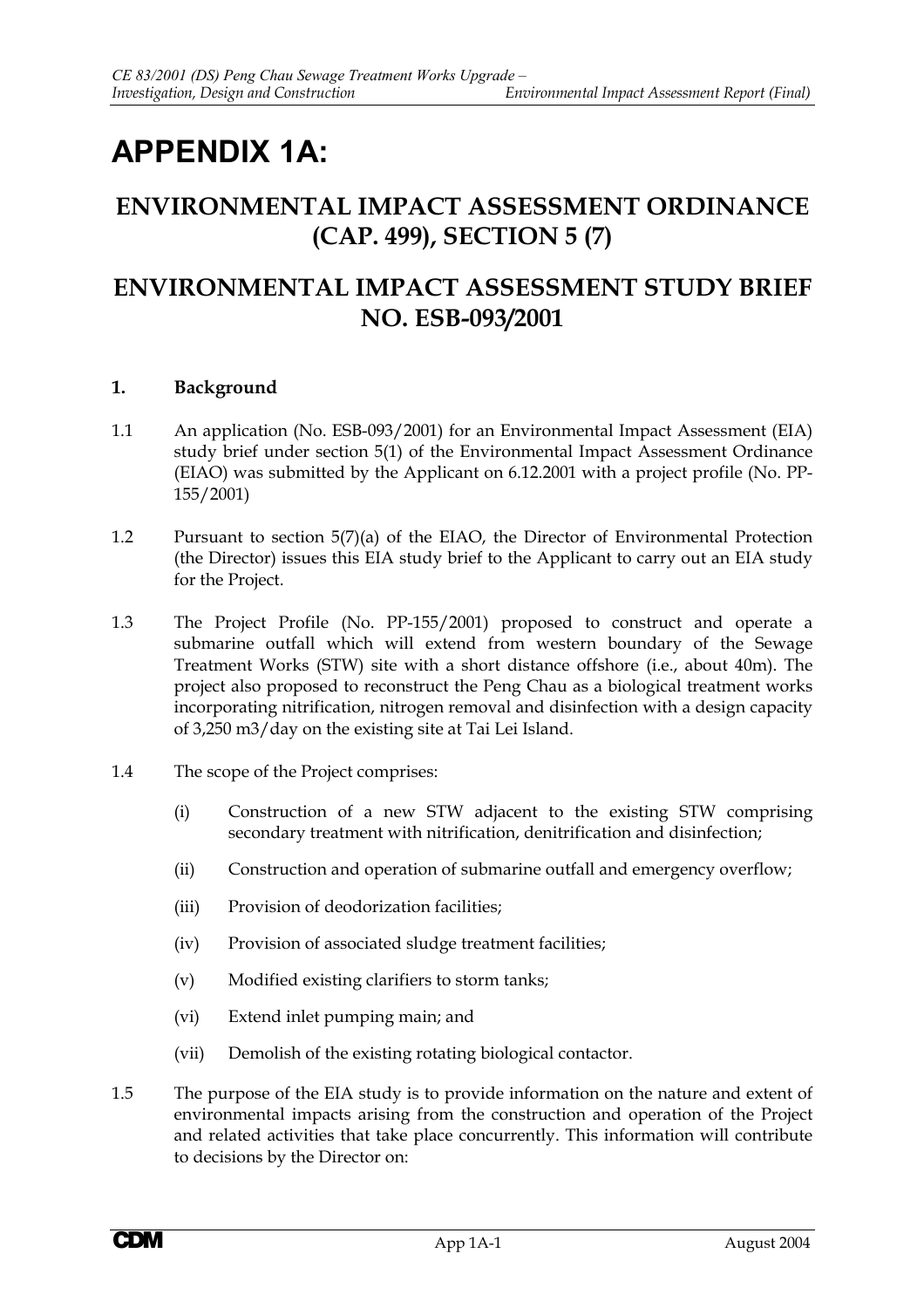# APPENDIX 1A:

## ENVIRONMENTAL IMPACT ASSESSMENT ORDINANCE (CAP. 499), SECTION 5 (7)

## ENVIRONMENTAL IMPACT ASSESSMENT STUDY BRIEF NO. ESB-093/2001

### 1. Background

1.1 An application (No. ESB-093/2001) for an Environmental Impact Assessment (EIA) study brief under section 5(1) of the Environmental Impact Assessment Ordinance (EIAO) was submitted by the Applicant on 6.12.2001 with a project profile (No. PP-155/2001)

1.2 Pursuant to section 5(7)(a) of the EIAO, the Director of Environmental Protection (the Director) issues this EIA study brief to the Applicant to carry out an EIA study for the Project.

1.3 The Project Profile (No. PP-155/2001) proposed to construct and operate a submarine outfall which will extend from western boundary of the Sewage Treatment Works (STW) site with a short distance offshore (i.e., about 40m). The project also proposed to reconstruct the Peng Chau as a biological treatment works incorporating nitrification, nitrogen removal and disinfection with a design capacity of 3,250 m3/day on the existing site at Tai Lei Island.

1.4 The scope of the Project comprises:

(i) Construction of a new STW adjacent to the existing STW comprising secondary treatment with nitrification, denitrification and disinfection;

(ii) Construction and operation of submarine outfall and emergency overflow;

(iii) Provision of deodorization facilities;

(iv) Provision of associated sludge treatment facilities;

(v) Modified existing clarifiers to storm tanks;

(vi) Extend inlet pumping main; and

(vii) Demolish of the existing rotating biological contactor.

1.5 The purpose of the EIA study is to provide information on the nature and extent of environmental impacts arising from the construction and operation of the Project and related activities that take place concurrently. This information will contribute to decisions by the Director on: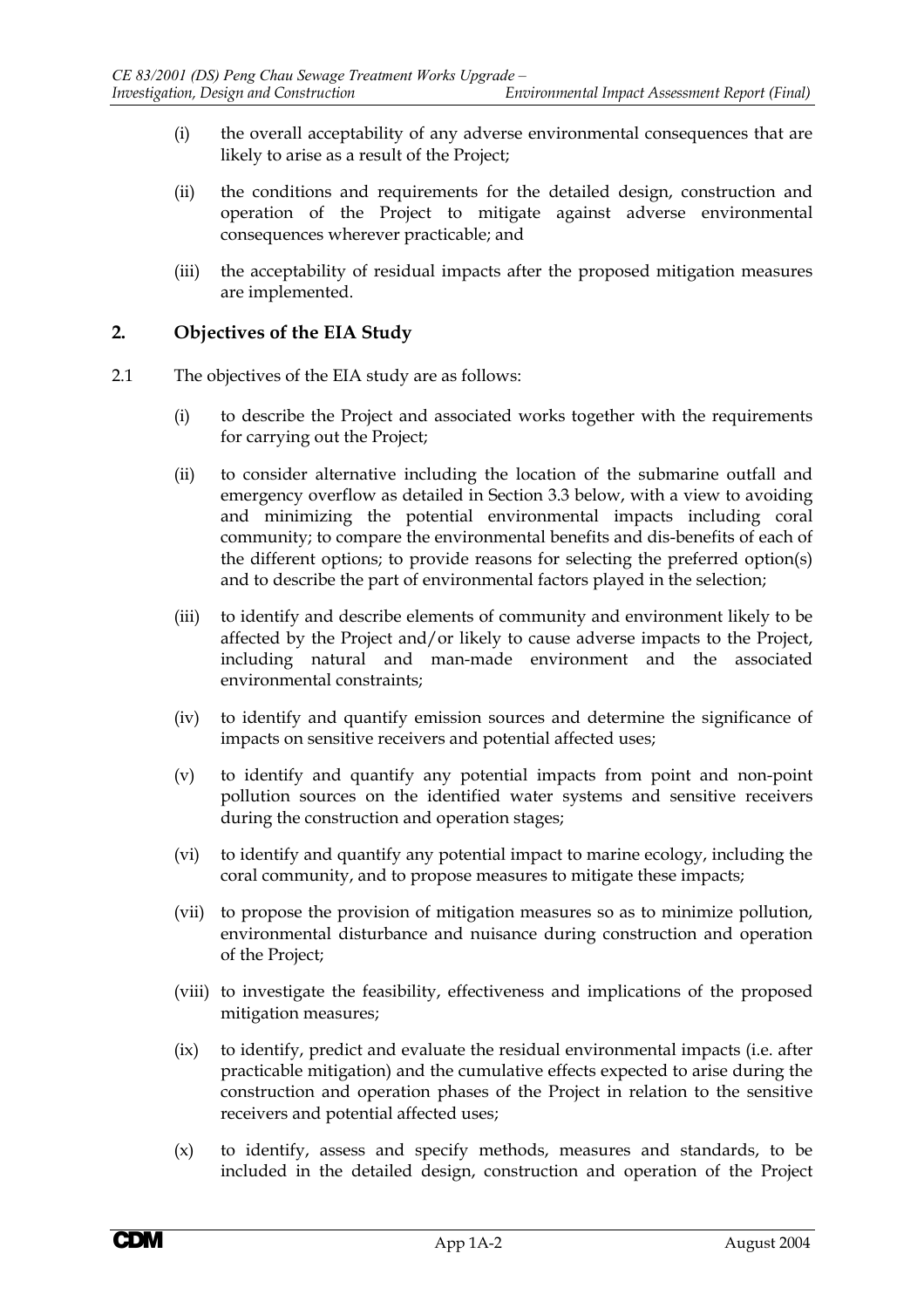(i) the overall acceptability of any adverse environmental consequences that are likely to arise as a result of the Project;

(ii) the conditions and requirements for the detailed design, construction and operation of the Project to mitigate against adverse environmental consequences wherever practicable; and

(iii) the acceptability of residual impacts after the proposed mitigation measures are implemented.

## 2. Objectives of the EIA Study

2.1 The objectives of the EIA study are as follows:

(i) to describe the Project and associated works together with the requirements for carrying out the Project;

(ii) to consider alternative including the location of the submarine outfall and emergency overflow as detailed in Section 3.3 below, with a view to avoiding and minimizing the potential environmental impacts including coral community; to compare the environmental benefits and dis-benefits of each of the different options; to provide reasons for selecting the preferred option(s) and to describe the part of environmental factors played in the selection;

(iii) to identify and describe elements of community and environment likely to be affected by the Project and/or likely to cause adverse impacts to the Project, including natural and man-made environment and the associated environmental constraints;

(iv) to identify and quantify emission sources and determine the significance of impacts on sensitive receivers and potential affected uses;

(v) to identify and quantify any potential impacts from point and non-point pollution sources on the identified water systems and sensitive receivers during the construction and operation stages;

(vi) to identify and quantify any potential impact to marine ecology, including the coral community, and to propose measures to mitigate these impacts;

(vii) to propose the provision of mitigation measures so as to minimize pollution, environmental disturbance and nuisance during construction and operation of the Project;

(viii) to investigate the feasibility, effectiveness and implications of the proposed mitigation measures;

(ix) to identify, predict and evaluate the residual environmental impacts (i.e. after practicable mitigation) and the cumulative effects expected to arise during the construction and operation phases of the Project in relation to the sensitive receivers and potential affected uses;

(x) to identify, assess and specify methods, measures and standards, to be included in the detailed design, construction and operation of the Project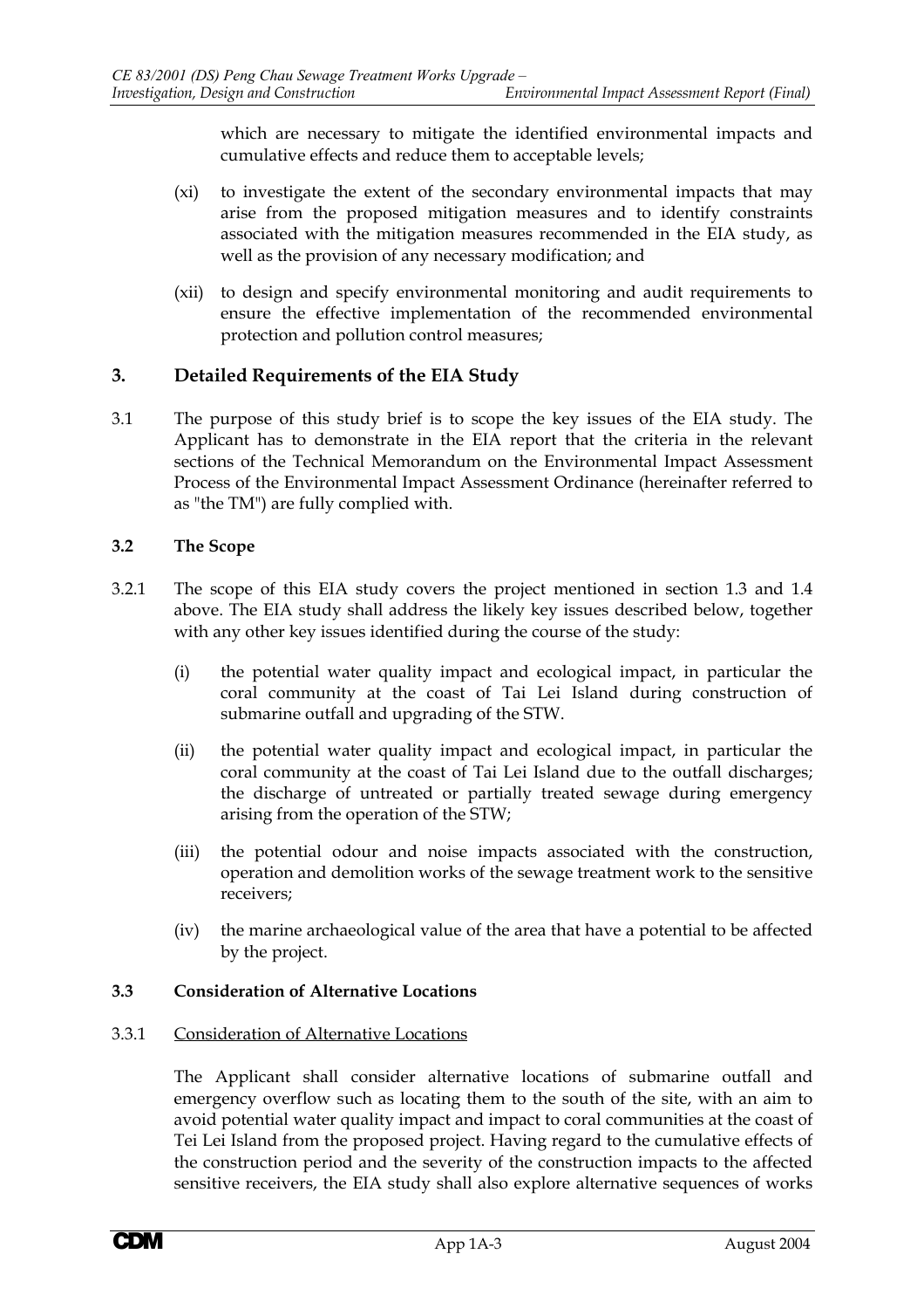which are necessary to mitigate the identified environmental impacts and cumulative effects and reduce them to acceptable levels;

(xi) to investigate the extent of the secondary environmental impacts that may arise from the proposed mitigation measures and to identify constraints associated with the mitigation measures recommended in the EIA study, as well as the provision of any necessary modification; and

(xii) to design and specify environmental monitoring and audit requirements to ensure the effective implementation of the recommended environmental protection and pollution control measures;

## 3. Detailed Requirements of the EIA Study

3.1 The purpose of this study brief is to scope the key issues of the EIA study. The Applicant has to demonstrate in the EIA report that the criteria in the relevant sections of the Technical Memorandum on the Environmental Impact Assessment Process of the Environmental Impact Assessment Ordinance (hereinafter referred to as "the TM") are fully complied with.

### 3.2 The Scope

3.2.1 The scope of this EIA study covers the project mentioned in section 1.3 and 1.4 above. The EIA study shall address the likely key issues described below, together with any other key issues identified during the course of the study:

(i) the potential water quality impact and ecological impact, in particular the coral community at the coast of Tai Lei Island during construction of submarine outfall and upgrading of the STW.

(ii) the potential water quality impact and ecological impact, in particular the coral community at the coast of Tai Lei Island due to the outfall discharges; the discharge of untreated or partially treated sewage during emergency arising from the operation of the STW;

(iii) the potential odour and noise impacts associated with the construction, operation and demolition works of the sewage treatment work to the sensitive receivers;

(iv) the marine archaeological value of the area that have a potential to be affected by the project.

### 3.3 Consideration of Alternative Locations

3.3.1 <u>Consideration of Alternative Locations</u>

The Applicant shall consider alternative locations of submarine outfall and emergency overflow such as locating them to the south of the site, with an aim to avoid potential water quality impact and impact to coral communities at the coast of Tei Lei Island from the proposed project. Having regard to the cumulative effects of the construction period and the severity of the construction impacts to the affected sensitive receivers, the EIA study shall also explore alternative sequences of works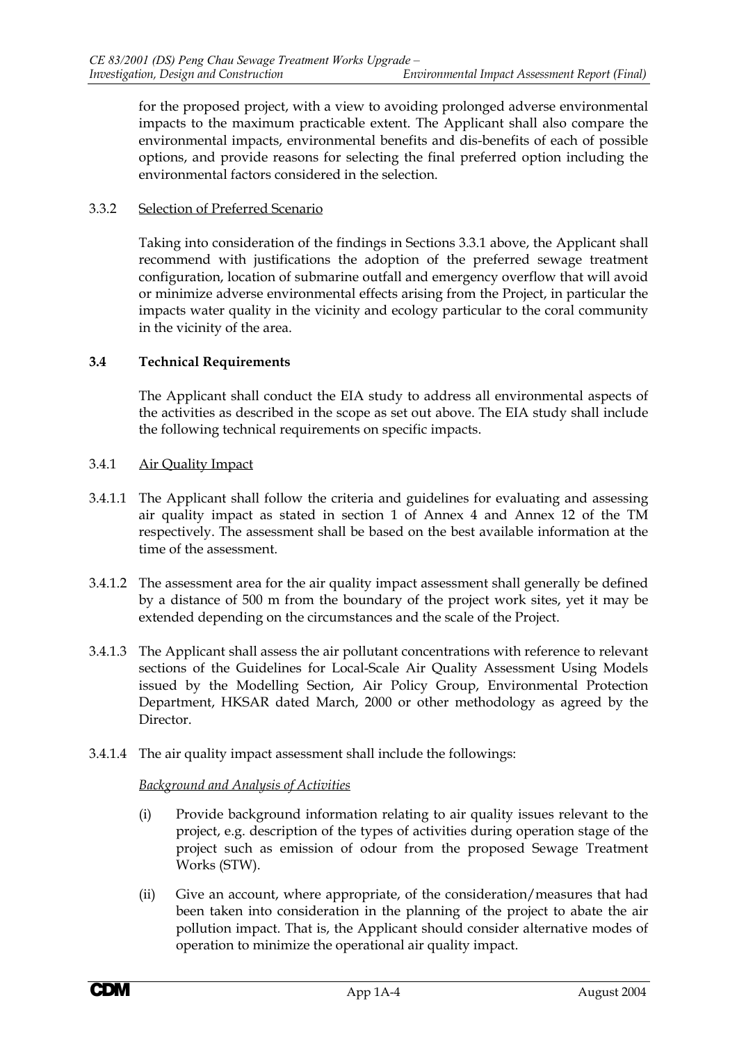for the proposed project, with a view to avoiding prolonged adverse environmental impacts to the maximum practicable extent. The Applicant shall also compare the environmental impacts, environmental benefits and dis-benefits of each of possible options, and provide reasons for selecting the final preferred option including the environmental factors considered in the selection.

3.3.2 Selection of Preferred Scenario

Taking into consideration of the findings in Sections 3.3.1 above, the Applicant shall recommend with justifications the adoption of the preferred sewage treatment configuration, location of submarine outfall and emergency overflow that will avoid or minimize adverse environmental effects arising from the Project, in particular the impacts water quality in the vicinity and ecology particular to the coral community in the vicinity of the area.

**3.4 Technical Requirements**

The Applicant shall conduct the EIA study to address all environmental aspects of the activities as described in the scope as set out above. The EIA study shall include the following technical requirements on specific impacts.

3.4.1 Air Quality Impact

3.4.1.1 The Applicant shall follow the criteria and guidelines for evaluating and assessing air quality impact as stated in section 1 of Annex 4 and Annex 12 of the TM respectively. The assessment shall be based on the best available information at the time of the assessment.

3.4.1.2 The assessment area for the air quality impact assessment shall generally be defined by a distance of 500 m from the boundary of the project work sites, yet it may be extended depending on the circumstances and the scale of the Project.

3.4.1.3 The Applicant shall assess the air pollutant concentrations with reference to relevant sections of the Guidelines for Local-Scale Air Quality Assessment Using Models issued by the Modelling Section, Air Policy Group, Environmental Protection Department, HKSAR dated March, 2000 or other methodology as agreed by the Director.

3.4.1.4 The air quality impact assessment shall include the followings:

*Background and Analysis of Activities*

(i) Provide background information relating to air quality issues relevant to the project, e.g. description of the types of activities during operation stage of the project such as emission of odour from the proposed Sewage Treatment Works (STW).

(ii) Give an account, where appropriate, of the consideration/measures that had been taken into consideration in the planning of the project to abate the air pollution impact. That is, the Applicant should consider alternative modes of operation to minimize the operational air quality impact.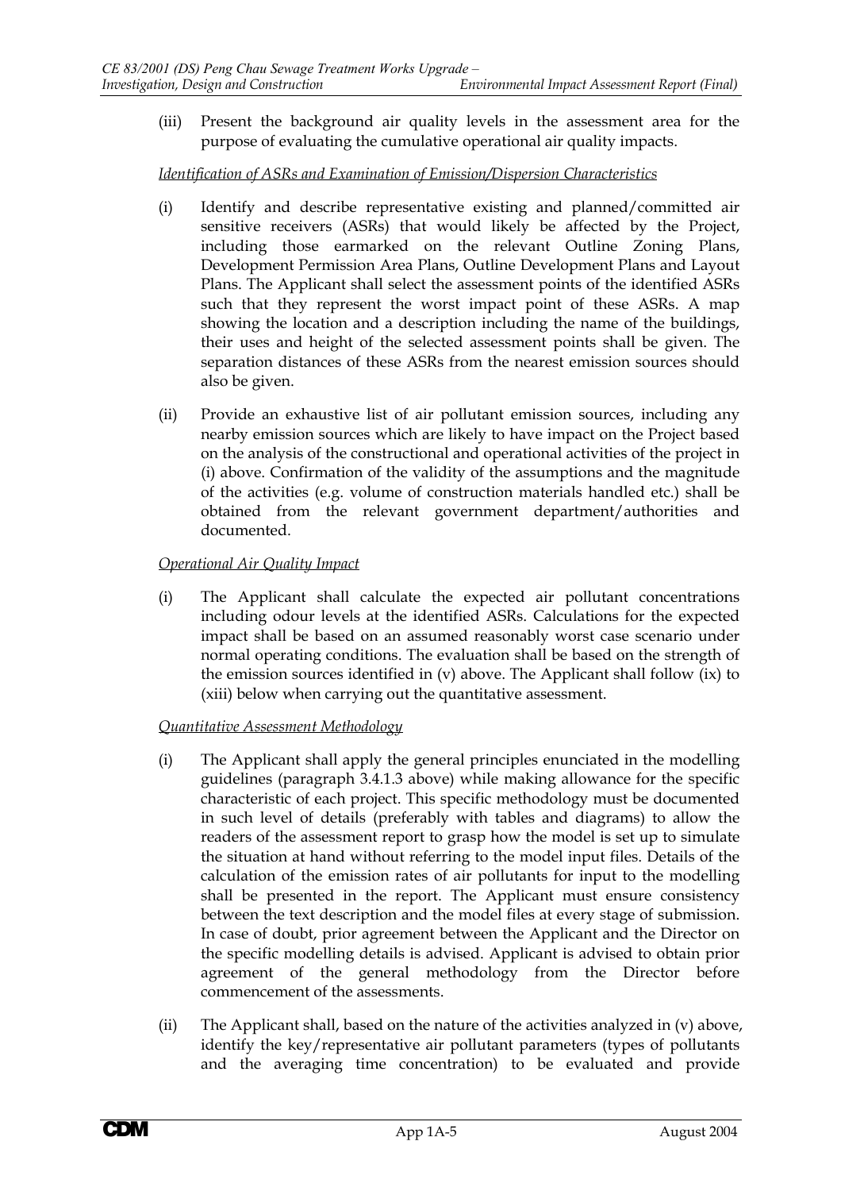(iii) Present the background air quality levels in the assessment area for the purpose of evaluating the cumulative operational air quality impacts.

*Identification of ASRs and Examination of Emission/Dispersion Characteristics*

(i) Identify and describe representative existing and planned/committed air sensitive receivers (ASRs) that would likely be affected by the Project, including those earmarked on the relevant Outline Zoning Plans, Development Permission Area Plans, Outline Development Plans and Layout Plans. The Applicant shall select the assessment points of the identified ASRs such that they represent the worst impact point of these ASRs. A map showing the location and a description including the name of the buildings, their uses and height of the selected assessment points shall be given. The separation distances of these ASRs from the nearest emission sources should also be given.

(ii) Provide an exhaustive list of air pollutant emission sources, including any nearby emission sources which are likely to have impact on the Project based on the analysis of the constructional and operational activities of the project in (i) above. Confirmation of the validity of the assumptions and the magnitude of the activities (e.g. volume of construction materials handled etc.) shall be obtained from the relevant government department/authorities and documented.

*Operational Air Quality Impact*

(i) The Applicant shall calculate the expected air pollutant concentrations including odour levels at the identified ASRs. Calculations for the expected impact shall be based on an assumed reasonably worst case scenario under normal operating conditions. The evaluation shall be based on the strength of the emission sources identified in (v) above. The Applicant shall follow (ix) to (xiii) below when carrying out the quantitative assessment.

*Quantitative Assessment Methodology*

(i) The Applicant shall apply the general principles enunciated in the modelling guidelines (paragraph 3.4.1.3 above) while making allowance for the specific characteristic of each project. This specific methodology must be documented in such level of details (preferably with tables and diagrams) to allow the readers of the assessment report to grasp how the model is set up to simulate the situation at hand without referring to the model input files. Details of the calculation of the emission rates of air pollutants for input to the modelling shall be presented in the report. The Applicant must ensure consistency between the text description and the model files at every stage of submission. In case of doubt, prior agreement between the Applicant and the Director on the specific modelling details is advised. Applicant is advised to obtain prior agreement of the general methodology from the Director before commencement of the assessments.

(ii) The Applicant shall, based on the nature of the activities analyzed in (v) above, identify the key/representative air pollutant parameters (types of pollutants and the averaging time concentration) to be evaluated and provide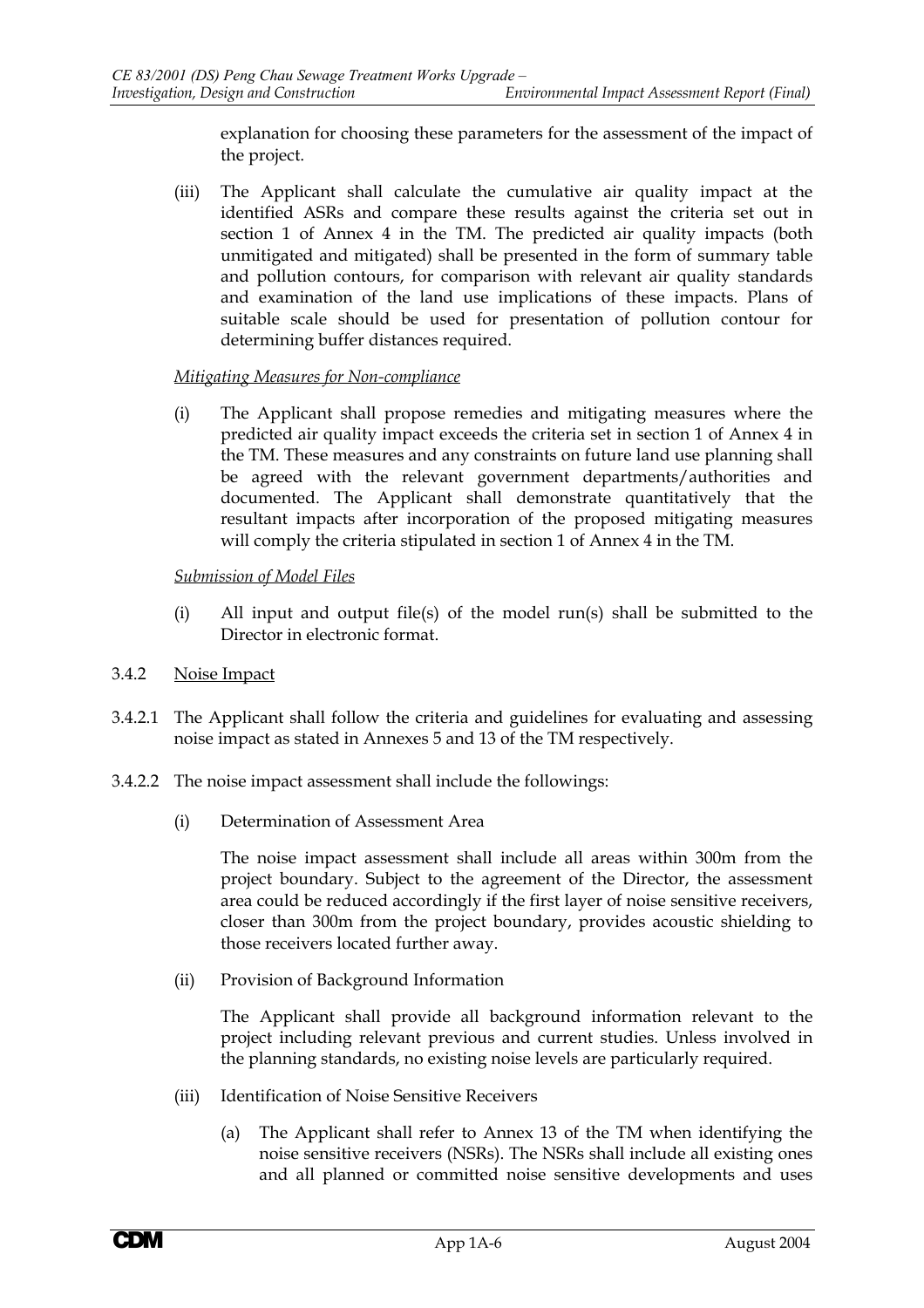explanation for choosing these parameters for the assessment of the impact of the project.

(iii) The Applicant shall calculate the cumulative air quality impact at the identified ASRs and compare these results against the criteria set out in section 1 of Annex 4 in the TM. The predicted air quality impacts (both unmitigated and mitigated) shall be presented in the form of summary table and pollution contours, for comparison with relevant air quality standards and examination of the land use implications of these impacts. Plans of suitable scale should be used for presentation of pollution contour for determining buffer distances required.

*Mitigating Measures for Non-compliance*

(i) The Applicant shall propose remedies and mitigating measures where the predicted air quality impact exceeds the criteria set in section 1 of Annex 4 in the TM. These measures and any constraints on future land use planning shall be agreed with the relevant government departments/authorities and documented. The Applicant shall demonstrate quantitatively that the resultant impacts after incorporation of the proposed mitigating measures will comply the criteria stipulated in section 1 of Annex 4 in the TM.

*Submission of Model Files*

(i) All input and output file(s) of the model run(s) shall be submitted to the Director in electronic format.

3.4.2 Noise Impact

3.4.2.1 The Applicant shall follow the criteria and guidelines for evaluating and assessing noise impact as stated in Annexes 5 and 13 of the TM respectively.

3.4.2.2 The noise impact assessment shall include the followings:

(i) Determination of Assessment Area

The noise impact assessment shall include all areas within 300m from the project boundary. Subject to the agreement of the Director, the assessment area could be reduced accordingly if the first layer of noise sensitive receivers, closer than 300m from the project boundary, provides acoustic shielding to those receivers located further away.

(ii) Provision of Background Information

The Applicant shall provide all background information relevant to the project including relevant previous and current studies. Unless involved in the planning standards, no existing noise levels are particularly required.

(iii) Identification of Noise Sensitive Receivers

(a) The Applicant shall refer to Annex 13 of the TM when identifying the noise sensitive receivers (NSRs). The NSRs shall include all existing ones and all planned or committed noise sensitive developments and uses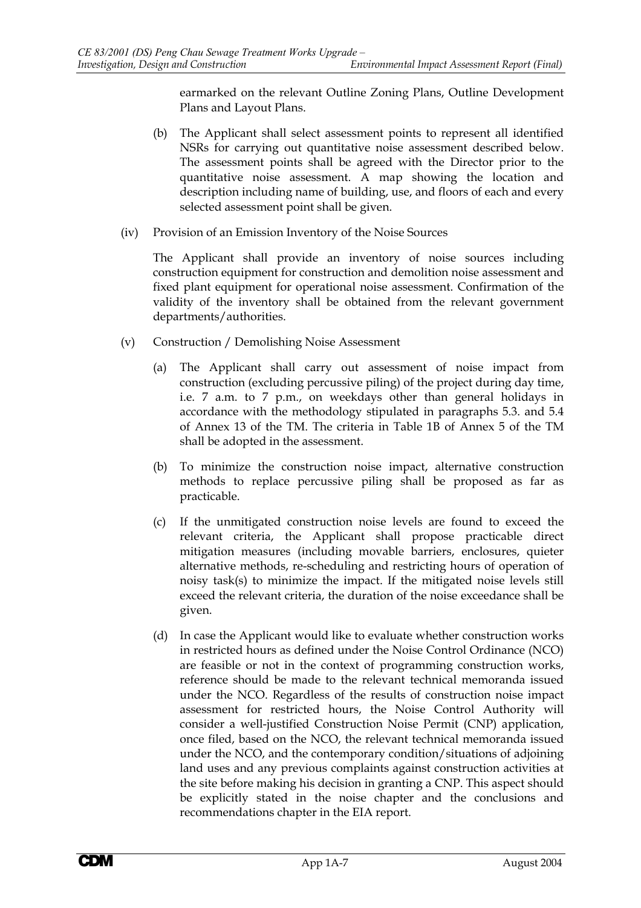earmarked on the relevant Outline Zoning Plans, Outline Development Plans and Layout Plans.

(b) The Applicant shall select assessment points to represent all identified NSRs for carrying out quantitative noise assessment described below. The assessment points shall be agreed with the Director prior to the quantitative noise assessment. A map showing the location and description including name of building, use, and floors of each and every selected assessment point shall be given.

(iv) Provision of an Emission Inventory of the Noise Sources

The Applicant shall provide an inventory of noise sources including construction equipment for construction and demolition noise assessment and fixed plant equipment for operational noise assessment. Confirmation of the validity of the inventory shall be obtained from the relevant government departments/authorities.

(v) Construction / Demolishing Noise Assessment

(a) The Applicant shall carry out assessment of noise impact from construction (excluding percussive piling) of the project during day time, i.e. 7 a.m. to 7 p.m., on weekdays other than general holidays in accordance with the methodology stipulated in paragraphs 5.3. and 5.4 of Annex 13 of the TM. The criteria in Table 1B of Annex 5 of the TM shall be adopted in the assessment.

(b) To minimize the construction noise impact, alternative construction methods to replace percussive piling shall be proposed as far as practicable.

(c) If the unmitigated construction noise levels are found to exceed the relevant criteria, the Applicant shall propose practicable direct mitigation measures (including movable barriers, enclosures, quieter alternative methods, re-scheduling and restricting hours of operation of noisy task(s) to minimize the impact. If the mitigated noise levels still exceed the relevant criteria, the duration of the noise exceedance shall be given.

(d) In case the Applicant would like to evaluate whether construction works in restricted hours as defined under the Noise Control Ordinance (NCO) are feasible or not in the context of programming construction works, reference should be made to the relevant technical memoranda issued under the NCO. Regardless of the results of construction noise impact assessment for restricted hours, the Noise Control Authority will consider a well-justified Construction Noise Permit (CNP) application, once filed, based on the NCO, the relevant technical memoranda issued under the NCO, and the contemporary condition/situations of adjoining land uses and any previous complaints against construction activities at the site before making his decision in granting a CNP. This aspect should be explicitly stated in the noise chapter and the conclusions and recommendations chapter in the EIA report.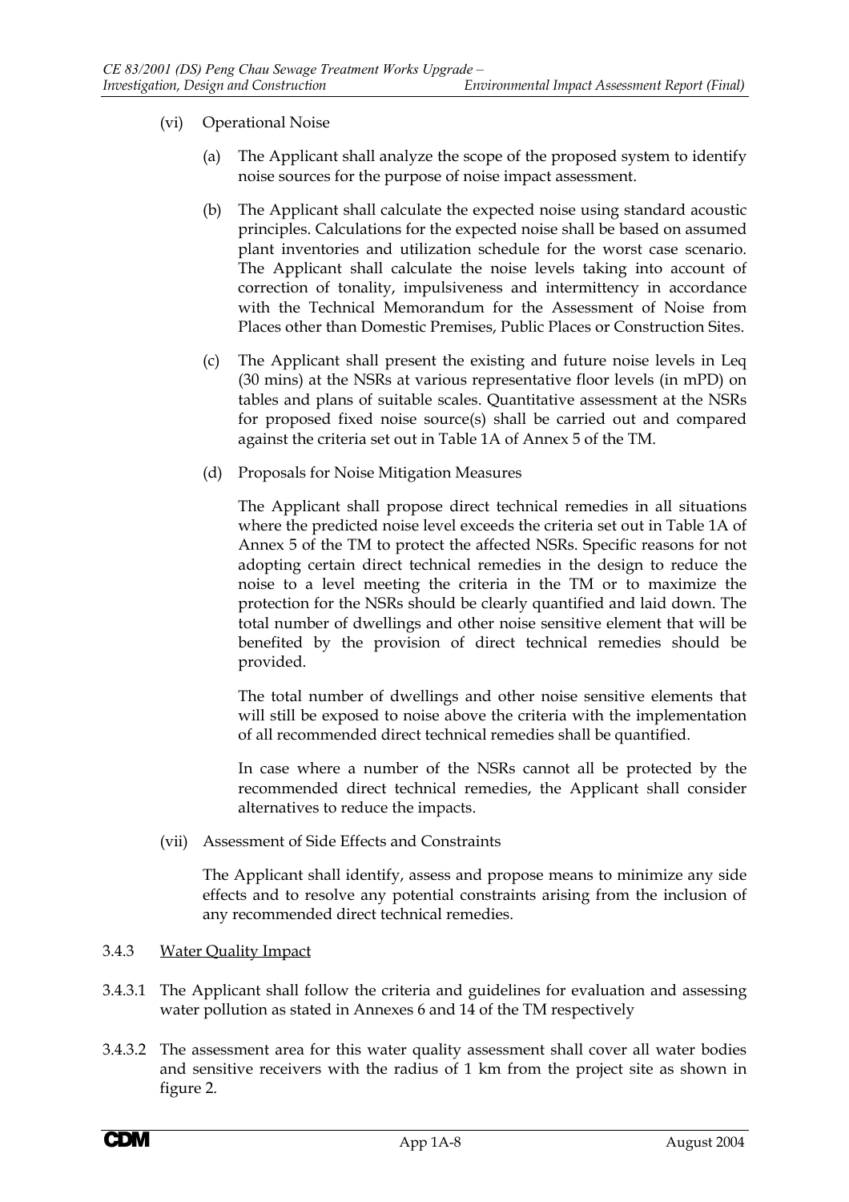(vi) Operational Noise

(a) The Applicant shall analyze the scope of the proposed system to identify noise sources for the purpose of noise impact assessment.

(b) The Applicant shall calculate the expected noise using standard acoustic principles. Calculations for the expected noise shall be based on assumed plant inventories and utilization schedule for the worst case scenario. The Applicant shall calculate the noise levels taking into account of correction of tonality, impulsiveness and intermittency in accordance with the Technical Memorandum for the Assessment of Noise from Places other than Domestic Premises, Public Places or Construction Sites.

(c) The Applicant shall present the existing and future noise levels in Leq (30 mins) at the NSRs at various representative floor levels (in mPD) on tables and plans of suitable scales. Quantitative assessment at the NSRs for proposed fixed noise source(s) shall be carried out and compared against the criteria set out in Table 1A of Annex 5 of the TM.

(d) Proposals for Noise Mitigation Measures

The Applicant shall propose direct technical remedies in all situations where the predicted noise level exceeds the criteria set out in Table 1A of Annex 5 of the TM to protect the affected NSRs. Specific reasons for not adopting certain direct technical remedies in the design to reduce the noise to a level meeting the criteria in the TM or to maximize the protection for the NSRs should be clearly quantified and laid down. The total number of dwellings and other noise sensitive element that will be benefited by the provision of direct technical remedies should be provided.

The total number of dwellings and other noise sensitive elements that will still be exposed to noise above the criteria with the implementation of all recommended direct technical remedies shall be quantified.

In case where a number of the NSRs cannot all be protected by the recommended direct technical remedies, the Applicant shall consider alternatives to reduce the impacts.

(vii) Assessment of Side Effects and Constraints

The Applicant shall identify, assess and propose means to minimize any side effects and to resolve any potential constraints arising from the inclusion of any recommended direct technical remedies.

3.4.3 <u>Water Quality Impact</u>

3.4.3.1 The Applicant shall follow the criteria and guidelines for evaluation and assessing water pollution as stated in Annexes 6 and 14 of the TM respectively

3.4.3.2 The assessment area for this water quality assessment shall cover all water bodies and sensitive receivers with the radius of 1 km from the project site as shown in figure 2.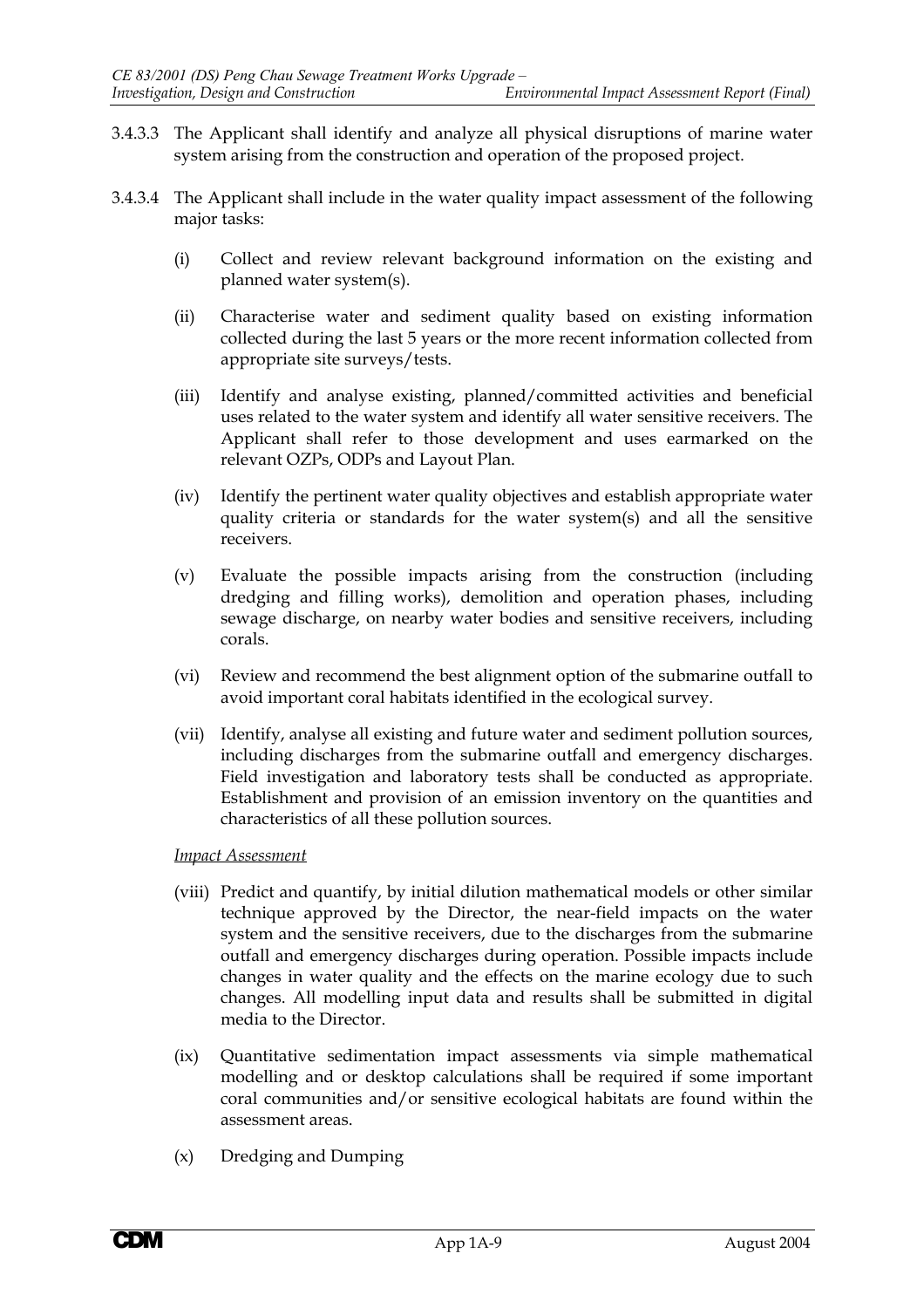3.4.3.3 The Applicant shall identify and analyze all physical disruptions of marine water system arising from the construction and operation of the proposed project.

3.4.3.4 The Applicant shall include in the water quality impact assessment of the following major tasks:

(i) Collect and review relevant background information on the existing and planned water system(s).

(ii) Characterise water and sediment quality based on existing information collected during the last 5 years or the more recent information collected from appropriate site surveys/tests.

(iii) Identify and analyse existing, planned/committed activities and beneficial uses related to the water system and identify all water sensitive receivers. The Applicant shall refer to those development and uses earmarked on the relevant OZPs, ODPs and Layout Plan.

(iv) Identify the pertinent water quality objectives and establish appropriate water quality criteria or standards for the water system(s) and all the sensitive receivers.

(v) Evaluate the possible impacts arising from the construction (including dredging and filling works), demolition and operation phases, including sewage discharge, on nearby water bodies and sensitive receivers, including corals.

(vi) Review and recommend the best alignment option of the submarine outfall to avoid important coral habitats identified in the ecological survey.

(vii) Identify, analyse all existing and future water and sediment pollution sources, including discharges from the submarine outfall and emergency discharges. Field investigation and laboratory tests shall be conducted as appropriate. Establishment and provision of an emission inventory on the quantities and characteristics of all these pollution sources.

*Impact Assessment*

(viii) Predict and quantify, by initial dilution mathematical models or other similar technique approved by the Director, the near-field impacts on the water system and the sensitive receivers, due to the discharges from the submarine outfall and emergency discharges during operation. Possible impacts include changes in water quality and the effects on the marine ecology due to such changes. All modelling input data and results shall be submitted in digital media to the Director.

(ix) Quantitative sedimentation impact assessments via simple mathematical modelling and or desktop calculations shall be required if some important coral communities and/or sensitive ecological habitats are found within the assessment areas.

(x) Dredging and Dumping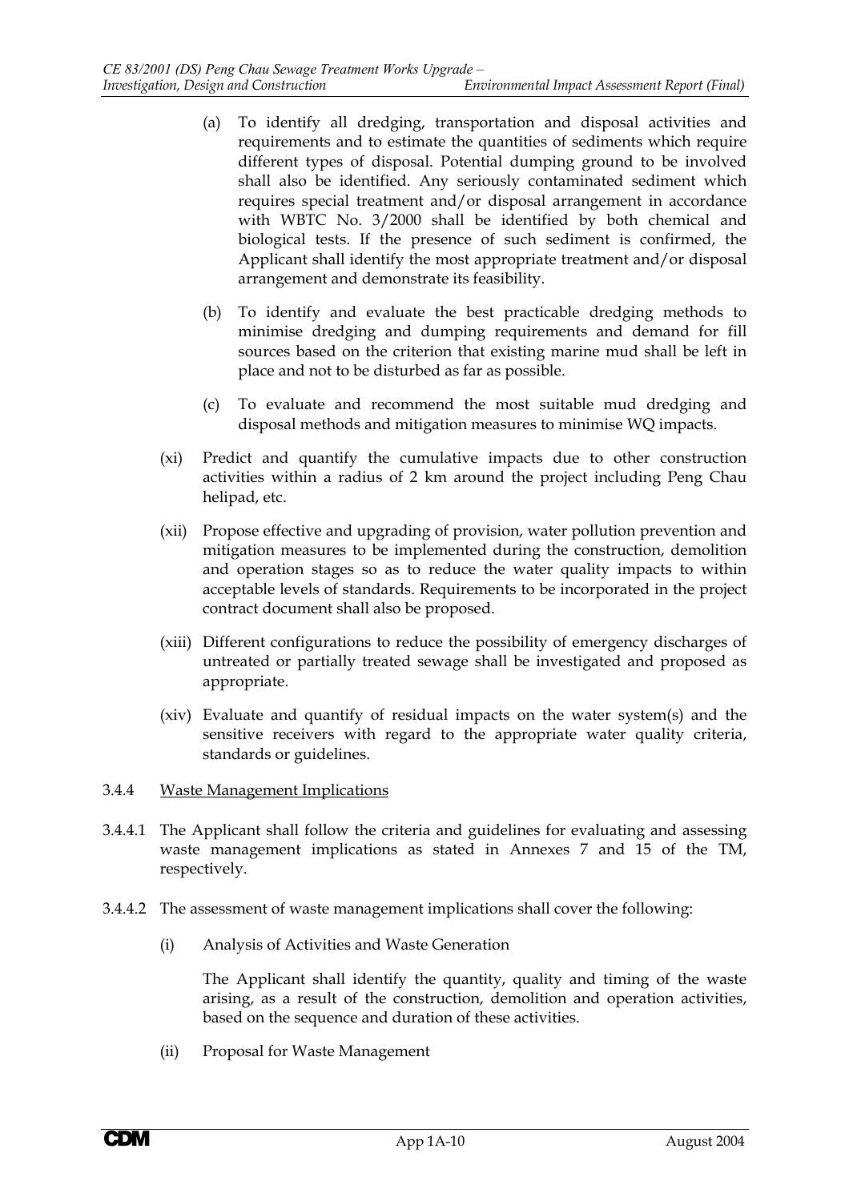(a) To identify all dredging, transportation and disposal activities and requirements and to estimate the quantities of sediments which require different types of disposal. Potential dumping ground to be involved shall also be identified. Any seriously contaminated sediment which requires special treatment and/or disposal arrangement in accordance with WBTC No. 3/2000 shall be identified by both chemical and biological tests. If the presence of such sediment is confirmed, the Applicant shall identify the most appropriate treatment and/or disposal arrangement and demonstrate its feasibility.

(b) To identify and evaluate the best practicable dredging methods to minimise dredging and dumping requirements and demand for fill sources based on the criterion that existing marine mud shall be left in place and not to be disturbed as far as possible.

(c) To evaluate and recommend the most suitable mud dredging and disposal methods and mitigation measures to minimise WQ impacts.

(xi) Predict and quantify the cumulative impacts due to other construction activities within a radius of 2 km around the project including Peng Chau helipad, etc.

(xii) Propose effective and upgrading of provision, water pollution prevention and mitigation measures to be implemented during the construction, demolition and operation stages so as to reduce the water quality impacts to within acceptable levels of standards. Requirements to be incorporated in the project contract document shall also be proposed.

(xiii) Different configurations to reduce the possibility of emergency discharges of untreated or partially treated sewage shall be investigated and proposed as appropriate.

(xiv) Evaluate and quantify of residual impacts on the water system(s) and the sensitive receivers with regard to the appropriate water quality criteria, standards or guidelines.

3.4.4 Waste Management Implications

3.4.4.1 The Applicant shall follow the criteria and guidelines for evaluating and assessing waste management implications as stated in Annexes 7 and 15 of the TM, respectively.

3.4.4.2 The assessment of waste management implications shall cover the following:

(i) Analysis of Activities and Waste Generation

The Applicant shall identify the quantity, quality and timing of the waste arising, as a result of the construction, demolition and operation activities, based on the sequence and duration of these activities.

(ii) Proposal for Waste Management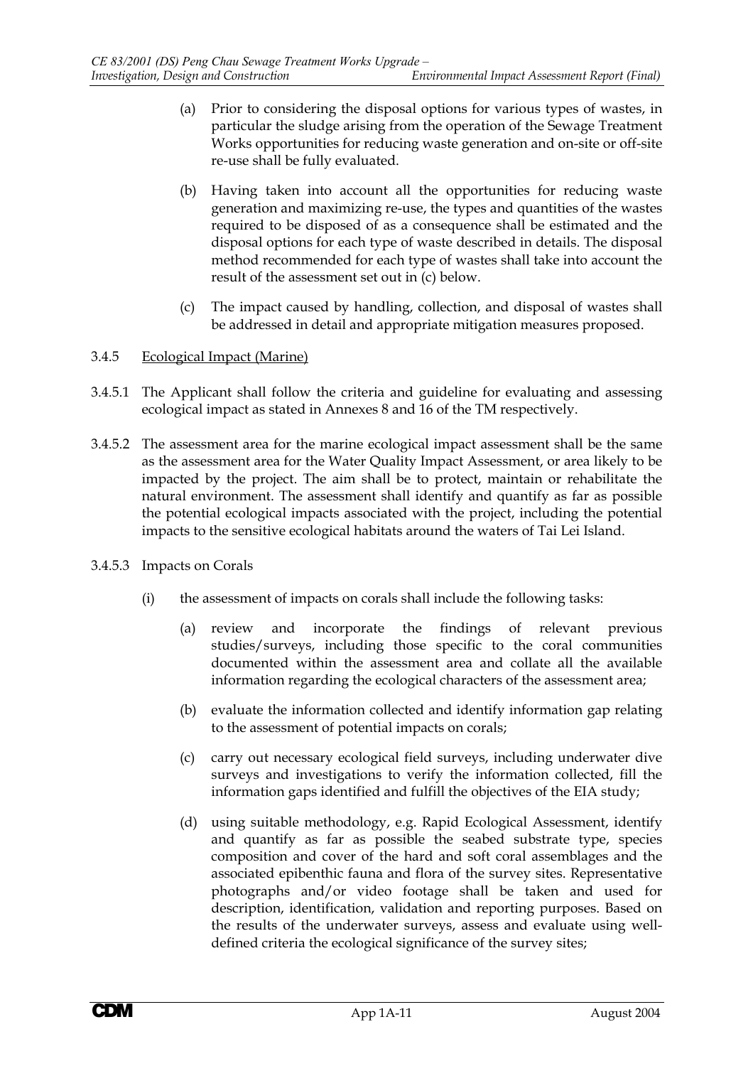(a) Prior to considering the disposal options for various types of wastes, in particular the sludge arising from the operation of the Sewage Treatment Works opportunities for reducing waste generation and on-site or off-site re-use shall be fully evaluated.

(b) Having taken into account all the opportunities for reducing waste generation and maximizing re-use, the types and quantities of the wastes required to be disposed of as a consequence shall be estimated and the disposal options for each type of waste described in details. The disposal method recommended for each type of wastes shall take into account the result of the assessment set out in (c) below.

(c) The impact caused by handling, collection, and disposal of wastes shall be addressed in detail and appropriate mitigation measures proposed.

3.4.5 Ecological Impact (Marine)

3.4.5.1 The Applicant shall follow the criteria and guideline for evaluating and assessing ecological impact as stated in Annexes 8 and 16 of the TM respectively.

3.4.5.2 The assessment area for the marine ecological impact assessment shall be the same as the assessment area for the Water Quality Impact Assessment, or area likely to be impacted by the project. The aim shall be to protect, maintain or rehabilitate the natural environment. The assessment shall identify and quantify as far as possible the potential ecological impacts associated with the project, including the potential impacts to the sensitive ecological habitats around the waters of Tai Lei Island.

3.4.5.3 Impacts on Corals

(i) the assessment of impacts on corals shall include the following tasks:

(a) review and incorporate the findings of relevant previous studies/surveys, including those specific to the coral communities documented within the assessment area and collate all the available information regarding the ecological characters of the assessment area;

(b) evaluate the information collected and identify information gap relating to the assessment of potential impacts on corals;

(c) carry out necessary ecological field surveys, including underwater dive surveys and investigations to verify the information collected, fill the information gaps identified and fulfill the objectives of the EIA study;

(d) using suitable methodology, e.g. Rapid Ecological Assessment, identify and quantify as far as possible the seabed substrate type, species composition and cover of the hard and soft coral assemblages and the associated epibenthic fauna and flora of the survey sites. Representative photographs and/or video footage shall be taken and used for description, identification, validation and reporting purposes. Based on the results of the underwater surveys, assess and evaluate using well-defined criteria the ecological significance of the survey sites;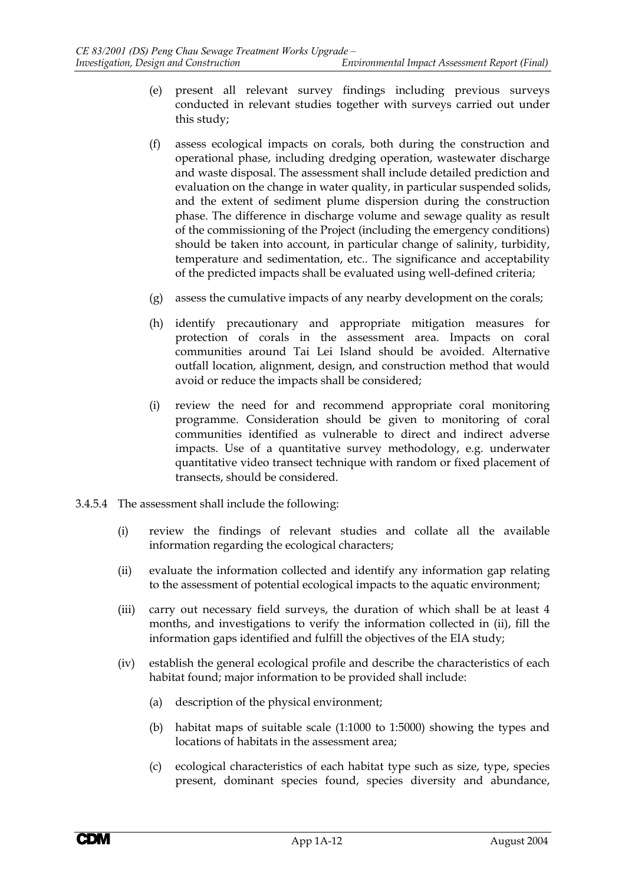(e) present all relevant survey findings including previous surveys conducted in relevant studies together with surveys carried out under this study;

(f) assess ecological impacts on corals, both during the construction and operational phase, including dredging operation, wastewater discharge and waste disposal. The assessment shall include detailed prediction and evaluation on the change in water quality, in particular suspended solids, and the extent of sediment plume dispersion during the construction phase. The difference in discharge volume and sewage quality as result of the commissioning of the Project (including the emergency conditions) should be taken into account, in particular change of salinity, turbidity, temperature and sedimentation, etc.. The significance and acceptability of the predicted impacts shall be evaluated using well-defined criteria;

(g) assess the cumulative impacts of any nearby development on the corals;

(h) identify precautionary and appropriate mitigation measures for protection of corals in the assessment area. Impacts on coral communities around Tai Lei Island should be avoided. Alternative outfall location, alignment, design, and construction method that would avoid or reduce the impacts shall be considered;

(i) review the need for and recommend appropriate coral monitoring programme. Consideration should be given to monitoring of coral communities identified as vulnerable to direct and indirect adverse impacts. Use of a quantitative survey methodology, e.g. underwater quantitative video transect technique with random or fixed placement of transects, should be considered.

3.4.5.4 The assessment shall include the following:

(i) review the findings of relevant studies and collate all the available information regarding the ecological characters;

(ii) evaluate the information collected and identify any information gap relating to the assessment of potential ecological impacts to the aquatic environment;

(iii) carry out necessary field surveys, the duration of which shall be at least 4 months, and investigations to verify the information collected in (ii), fill the information gaps identified and fulfill the objectives of the EIA study;

(iv) establish the general ecological profile and describe the characteristics of each habitat found; major information to be provided shall include:

(a) description of the physical environment;

(b) habitat maps of suitable scale (1:1000 to 1:5000) showing the types and locations of habitats in the assessment area;

(c) ecological characteristics of each habitat type such as size, type, species present, dominant species found, species diversity and abundance,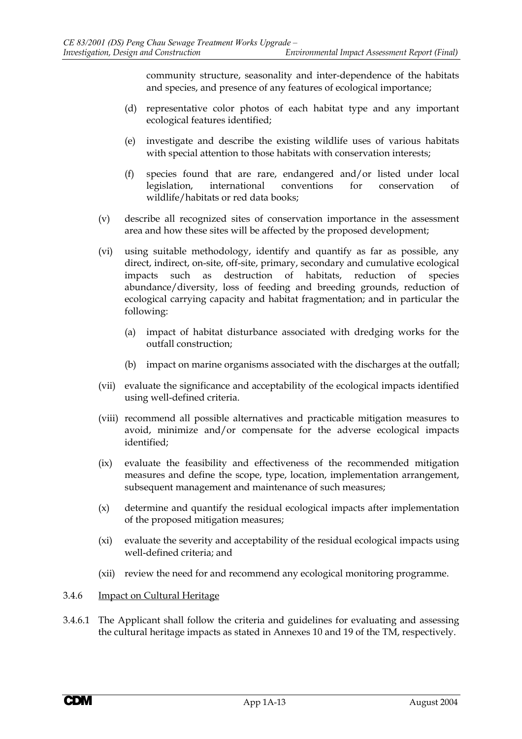community structure, seasonality and inter-dependence of the habitats and species, and presence of any features of ecological importance;

(d) representative color photos of each habitat type and any important ecological features identified;

(e) investigate and describe the existing wildlife uses of various habitats with special attention to those habitats with conservation interests;

(f) species found that are rare, endangered and/or listed under local legislation, international conventions for conservation of wildlife/habitats or red data books;

(v) describe all recognized sites of conservation importance in the assessment area and how these sites will be affected by the proposed development;

(vi) using suitable methodology, identify and quantify as far as possible, any direct, indirect, on-site, off-site, primary, secondary and cumulative ecological impacts such as destruction of habitats, reduction of species abundance/diversity, loss of feeding and breeding grounds, reduction of ecological carrying capacity and habitat fragmentation; and in particular the following:

(a) impact of habitat disturbance associated with dredging works for the outfall construction;

(b) impact on marine organisms associated with the discharges at the outfall;

(vii) evaluate the significance and acceptability of the ecological impacts identified using well-defined criteria.

(viii) recommend all possible alternatives and practicable mitigation measures to avoid, minimize and/or compensate for the adverse ecological impacts identified;

(ix) evaluate the feasibility and effectiveness of the recommended mitigation measures and define the scope, type, location, implementation arrangement, subsequent management and maintenance of such measures;

(x) determine and quantify the residual ecological impacts after implementation of the proposed mitigation measures;

(xi) evaluate the severity and acceptability of the residual ecological impacts using well-defined criteria; and

(xii) review the need for and recommend any ecological monitoring programme.

3.4.6 Impact on Cultural Heritage

3.4.6.1 The Applicant shall follow the criteria and guidelines for evaluating and assessing the cultural heritage impacts as stated in Annexes 10 and 19 of the TM, respectively.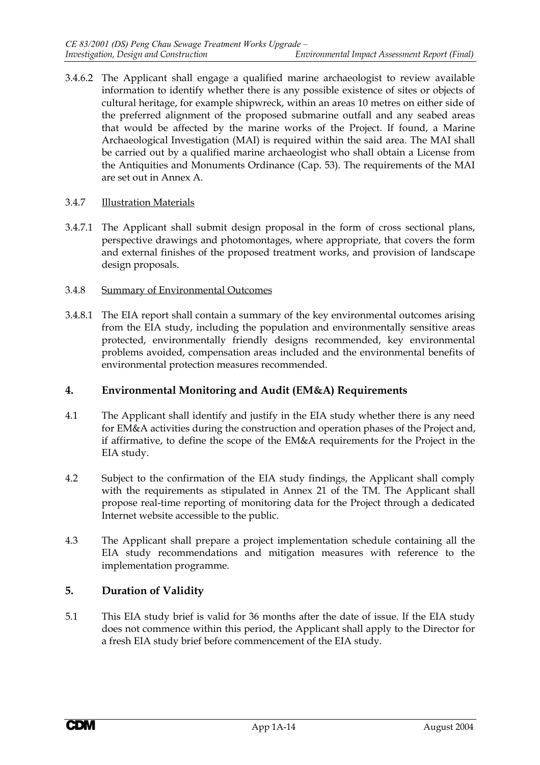3.4.6.2 The Applicant shall engage a qualified marine archaeologist to review available information to identify whether there is any possible existence of sites or objects of cultural heritage, for example shipwreck, within an areas 10 metres on either side of the preferred alignment of the proposed submarine outfall and any seabed areas that would be affected by the marine works of the Project. If found, a Marine Archaeological Investigation (MAI) is required within the said area. The MAI shall be carried out by a qualified marine archaeologist who shall obtain a License from the Antiquities and Monuments Ordinance (Cap. 53). The requirements of the MAI are set out in Annex A.

3.4.7 Illustration Materials

3.4.7.1 The Applicant shall submit design proposal in the form of cross sectional plans, perspective drawings and photomontages, where appropriate, that covers the form and external finishes of the proposed treatment works, and provision of landscape design proposals.

3.4.8 Summary of Environmental Outcomes

3.4.8.1 The EIA report shall contain a summary of the key environmental outcomes arising from the EIA study, including the population and environmentally sensitive areas protected, environmentally friendly designs recommended, key environmental problems avoided, compensation areas included and the environmental benefits of environmental protection measures recommended.

## 4. Environmental Monitoring and Audit (EM&A) Requirements

4.1 The Applicant shall identify and justify in the EIA study whether there is any need for EM&A activities during the construction and operation phases of the Project and, if affirmative, to define the scope of the EM&A requirements for the Project in the EIA study.

4.2 Subject to the confirmation of the EIA study findings, the Applicant shall comply with the requirements as stipulated in Annex 21 of the TM. The Applicant shall propose real-time reporting of monitoring data for the Project through a dedicated Internet website accessible to the public.

4.3 The Applicant shall prepare a project implementation schedule containing all the EIA study recommendations and mitigation measures with reference to the implementation programme.

## 5. Duration of Validity

5.1 This EIA study brief is valid for 36 months after the date of issue. If the EIA study does not commence within this period, the Applicant shall apply to the Director for a fresh EIA study brief before commencement of the EIA study.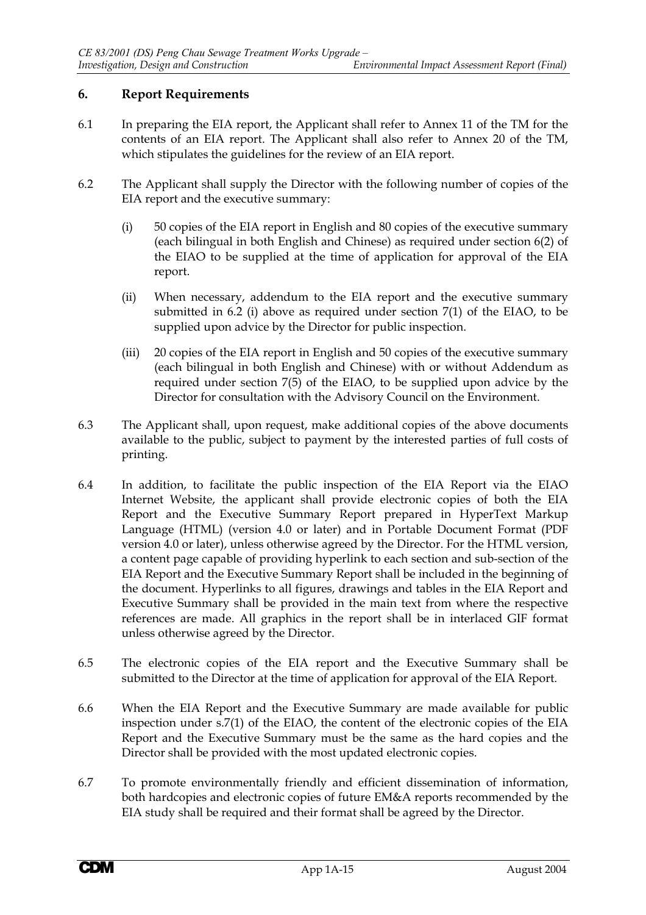## 6. Report Requirements

6.1 In preparing the EIA report, the Applicant shall refer to Annex 11 of the TM for the contents of an EIA report. The Applicant shall also refer to Annex 20 of the TM, which stipulates the guidelines for the review of an EIA report.

6.2 The Applicant shall supply the Director with the following number of copies of the EIA report and the executive summary:

(i) 50 copies of the EIA report in English and 80 copies of the executive summary (each bilingual in both English and Chinese) as required under section 6(2) of the EIAO to be supplied at the time of application for approval of the EIA report.

(ii) When necessary, addendum to the EIA report and the executive summary submitted in 6.2 (i) above as required under section 7(1) of the EIAO, to be supplied upon advice by the Director for public inspection.

(iii) 20 copies of the EIA report in English and 50 copies of the executive summary (each bilingual in both English and Chinese) with or without Addendum as required under section 7(5) of the EIAO, to be supplied upon advice by the Director for consultation with the Advisory Council on the Environment.

6.3 The Applicant shall, upon request, make additional copies of the above documents available to the public, subject to payment by the interested parties of full costs of printing.

6.4 In addition, to facilitate the public inspection of the EIA Report via the EIAO Internet Website, the applicant shall provide electronic copies of both the EIA Report and the Executive Summary Report prepared in HyperText Markup Language (HTML) (version 4.0 or later) and in Portable Document Format (PDF version 4.0 or later), unless otherwise agreed by the Director. For the HTML version, a content page capable of providing hyperlink to each section and sub-section of the EIA Report and the Executive Summary Report shall be included in the beginning of the document. Hyperlinks to all figures, drawings and tables in the EIA Report and Executive Summary shall be provided in the main text from where the respective references are made. All graphics in the report shall be in interlaced GIF format unless otherwise agreed by the Director.

6.5 The electronic copies of the EIA report and the Executive Summary shall be submitted to the Director at the time of application for approval of the EIA Report.

6.6 When the EIA Report and the Executive Summary are made available for public inspection under s.7(1) of the EIAO, the content of the electronic copies of the EIA Report and the Executive Summary must be the same as the hard copies and the Director shall be provided with the most updated electronic copies.

6.7 To promote environmentally friendly and efficient dissemination of information, both hardcopies and electronic copies of future EM&A reports recommended by the EIA study shall be required and their format shall be agreed by the Director.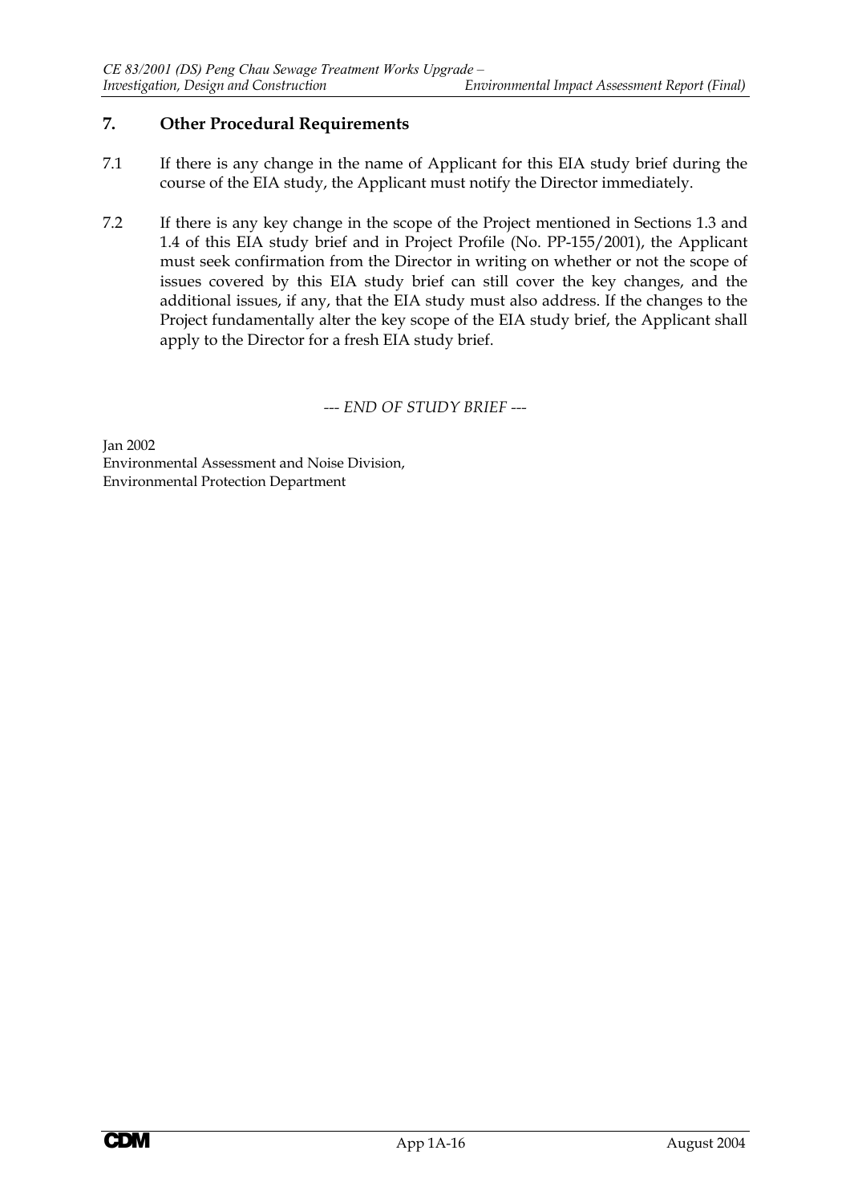## 7. Other Procedural Requirements

7.1 If there is any change in the name of Applicant for this EIA study brief during the course of the EIA study, the Applicant must notify the Director immediately.

7.2 If there is any key change in the scope of the Project mentioned in Sections 1.3 and 1.4 of this EIA study brief and in Project Profile (No. PP-155/2001), the Applicant must seek confirmation from the Director in writing on whether or not the scope of issues covered by this EIA study brief can still cover the key changes, and the additional issues, if any, that the EIA study must also address. If the changes to the Project fundamentally alter the key scope of the EIA study brief, the Applicant shall apply to the Director for a fresh EIA study brief.

*--- END OF STUDY BRIEF ---*

Jan 2002
Environmental Assessment and Noise Division,
Environmental Protection Department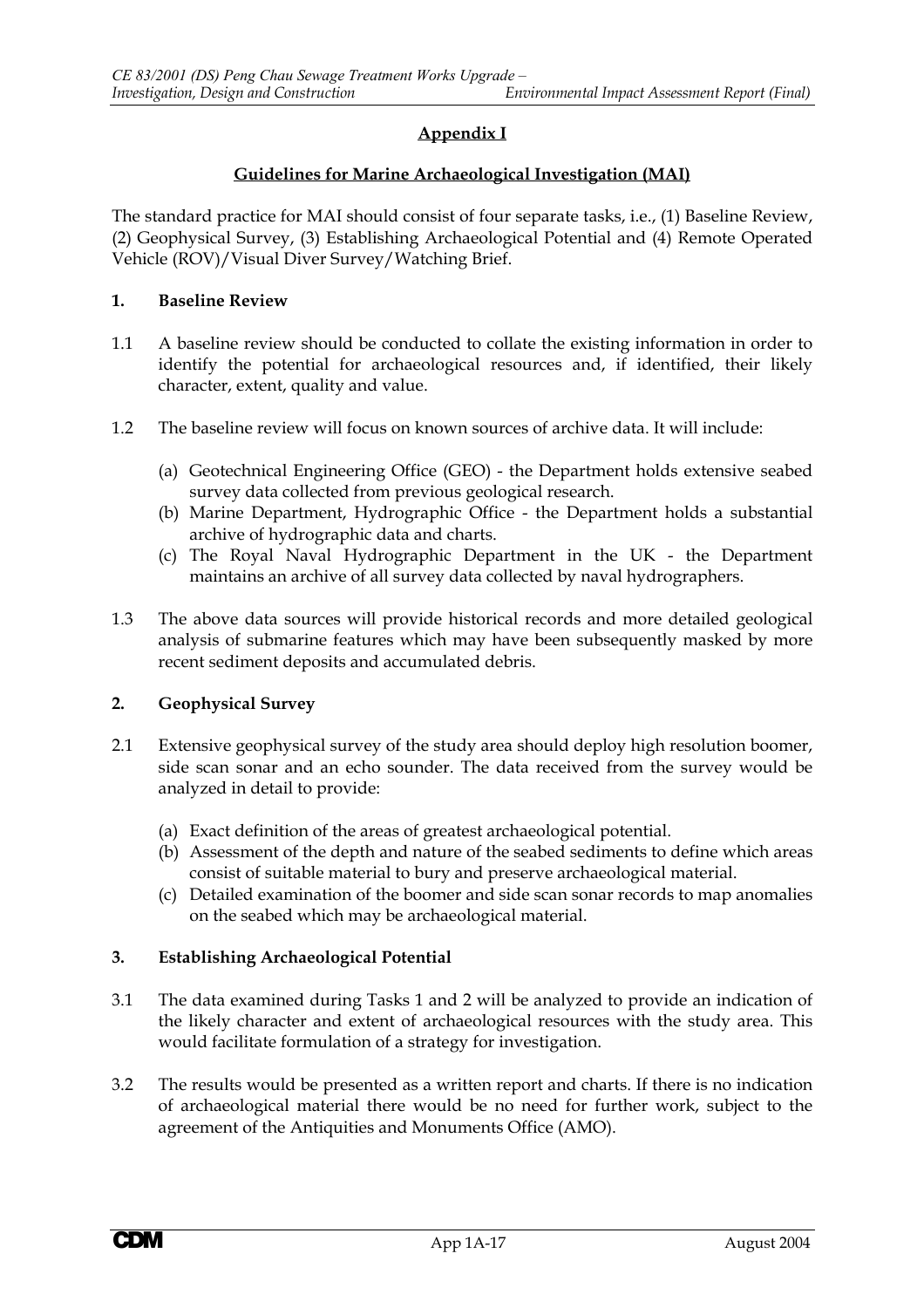## Appendix I

### Guidelines for Marine Archaeological Investigation (MAI)

The standard practice for MAI should consist of four separate tasks, i.e., (1) Baseline Review, (2) Geophysical Survey, (3) Establishing Archaeological Potential and (4) Remote Operated Vehicle (ROV)/Visual Diver Survey/Watching Brief.

### 1. Baseline Review

1.1 A baseline review should be conducted to collate the existing information in order to identify the potential for archaeological resources and, if identified, their likely character, extent, quality and value.

1.2 The baseline review will focus on known sources of archive data. It will include:

(a) Geotechnical Engineering Office (GEO) - the Department holds extensive seabed survey data collected from previous geological research.
(b) Marine Department, Hydrographic Office - the Department holds a substantial archive of hydrographic data and charts.
(c) The Royal Naval Hydrographic Department in the UK - the Department maintains an archive of all survey data collected by naval hydrographers.

1.3 The above data sources will provide historical records and more detailed geological analysis of submarine features which may have been subsequently masked by more recent sediment deposits and accumulated debris.

### 2. Geophysical Survey

2.1 Extensive geophysical survey of the study area should deploy high resolution boomer, side scan sonar and an echo sounder. The data received from the survey would be analyzed in detail to provide:

(a) Exact definition of the areas of greatest archaeological potential.
(b) Assessment of the depth and nature of the seabed sediments to define which areas consist of suitable material to bury and preserve archaeological material.
(c) Detailed examination of the boomer and side scan sonar records to map anomalies on the seabed which may be archaeological material.

### 3. Establishing Archaeological Potential

3.1 The data examined during Tasks 1 and 2 will be analyzed to provide an indication of the likely character and extent of archaeological resources with the study area. This would facilitate formulation of a strategy for investigation.

3.2 The results would be presented as a written report and charts. If there is no indication of archaeological material there would be no need for further work, subject to the agreement of the Antiquities and Monuments Office (AMO).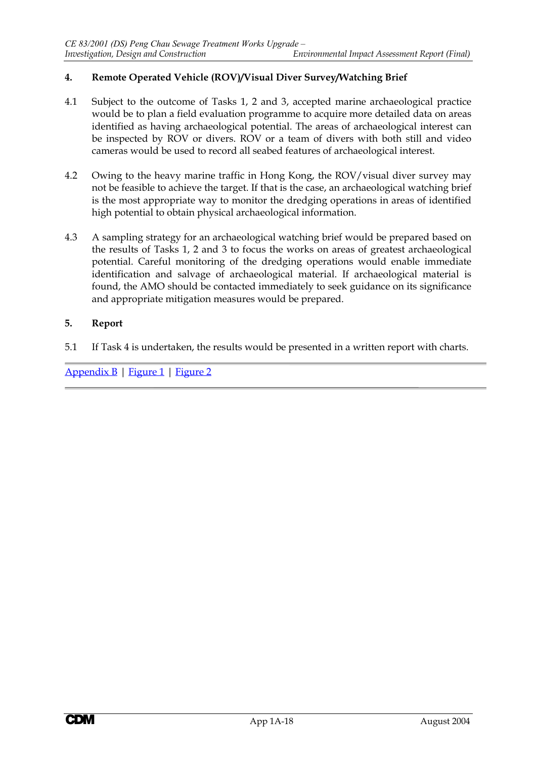## 4. Remote Operated Vehicle (ROV)/Visual Diver Survey/Watching Brief

4.1 Subject to the outcome of Tasks 1, 2 and 3, accepted marine archaeological practice would be to plan a field evaluation programme to acquire more detailed data on areas identified as having archaeological potential. The areas of archaeological interest can be inspected by ROV or divers. ROV or a team of divers with both still and video cameras would be used to record all seabed features of archaeological interest.

4.2 Owing to the heavy marine traffic in Hong Kong, the ROV/visual diver survey may not be feasible to achieve the target. If that is the case, an archaeological watching brief is the most appropriate way to monitor the dredging operations in areas of identified high potential to obtain physical archaeological information.

4.3 A sampling strategy for an archaeological watching brief would be prepared based on the results of Tasks 1, 2 and 3 to focus the works on areas of greatest archaeological potential. Careful monitoring of the dredging operations would enable immediate identification and salvage of archaeological material. If archaeological material is found, the AMO should be contacted immediately to seek guidance on its significance and appropriate mitigation measures would be prepared.

## 5. Report

5.1 If Task 4 is undertaken, the results would be presented in a written report with charts.

Appendix B | Figure 1 | Figure 2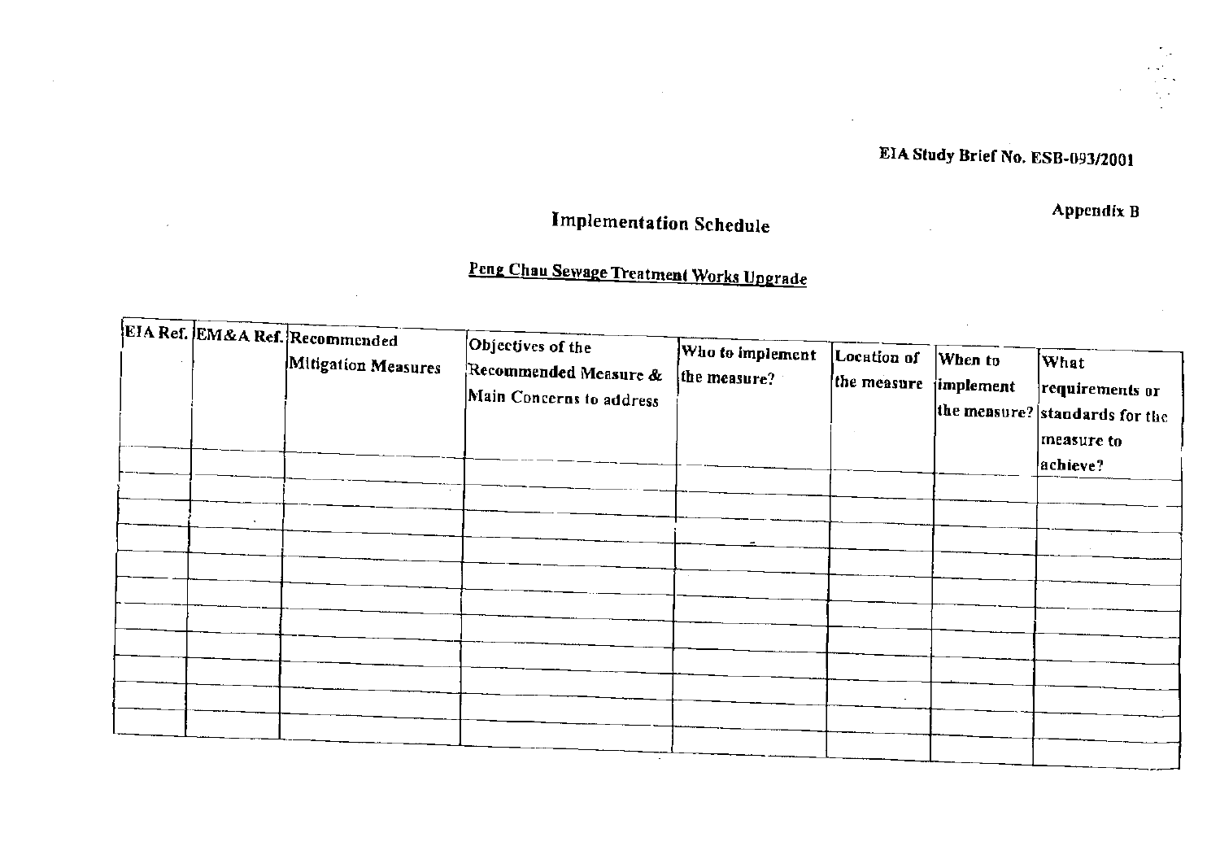EIA Study Brief No. ESB-093/2001

Appendix B

# Implementation Schedule

## Peng Chau Sewage Treatment Works Upgrade

| EIA Ref. | EM&A Ref. | Recommended Mitigation Measures | Objectives of the Recommended Measure & Main Concerns to address | Who to implement the measure? | Location of the measure | When to implement the measure? | What requirements or standards for the measure to achieve? |
|---|---|---|---|---|---|---|---|
| | | | | | | | |
| | | | | | | | |
| | | | | | | | |
| | | | | | | | |
| | | | | | | | |
| | | | | | | | |
| | | | | | | | |
| | | | | | | | |
| | | | | | | | |
| | | | | | | | |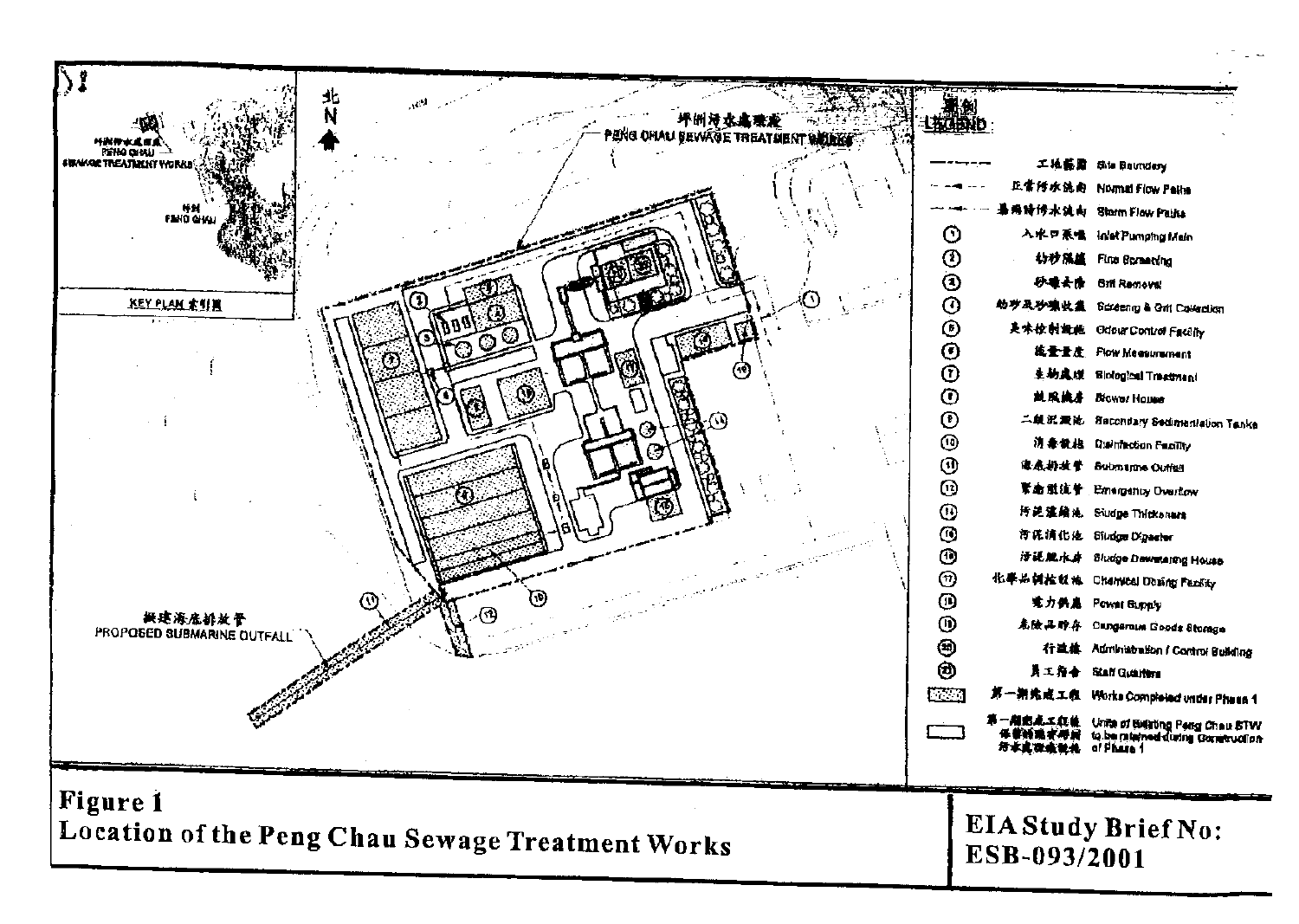北
N

坪洲污水處理廠
PENG CHAU SEWAGE TREATMENT WORKS

KEY PLAN 索引圖

擬建海底排放管
PROPOSED SUBMARINE OUTFALL

圖例
LEGEND

工地範圍 Site Boundary
正常污水流向 Normal Flow Paths
暴雨時污水流向 Storm Flow Paths
① 入水口泵喉 Inlet Pumping Main
② 幼沙隔濾 Fine Screening
③ 砂礫去除 Grit Removal
④ 幼沙及砂礫收集 Screening & Grit Collection
⑤ 臭味控制設施 Odour Control Facility
⑥ 流量量度 Flow Measurement
⑦ 生物處理 Biological Treatment
⑧ 鼓風機房 Blower House
⑨ 二級沉澱池 Secondary Sedimentation Tanks
⑩ 消毒設施 Disinfection Facility
⑪ 海底排放管 Submarine Outfall
⑫ 緊急溢流管 Emergency Overflow
⑬ 污泥濃縮池 Sludge Thickeners
⑭ 污泥消化池 Sludge Digester
⑮ 污泥脫水房 Sludge Dewatering House
⑰ 化學品劑投設施 Chemical Dosing Facility
⑱ 電力供應 Power Supply
⑲ 危險品貯存 Dangerous Goods Storage
⑳ 行政樓 Administration / Control Building
㉑ 員工宿舍 Staff Quarters
第一期完成工程 Works Completed under Phase 1
第一期施工期間保留的現有坪洲污水處理設施 Units of Existing Peng Chau STW to be retained during Construction of Phase 1

# Figure 1
# Location of the Peng Chau Sewage Treatment Works

EIA Study Brief No: ESB-093/2001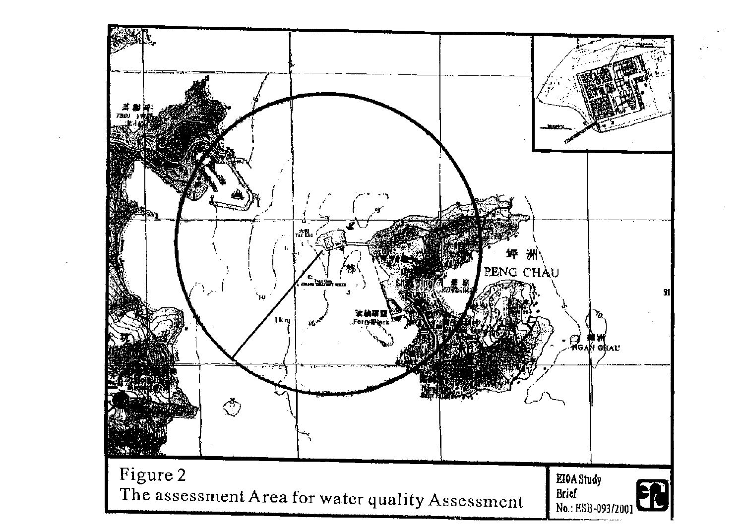Figure 2
The assessment Area for water quality Assessment

EIOA Study
Brief
No.: ESB-093/2001